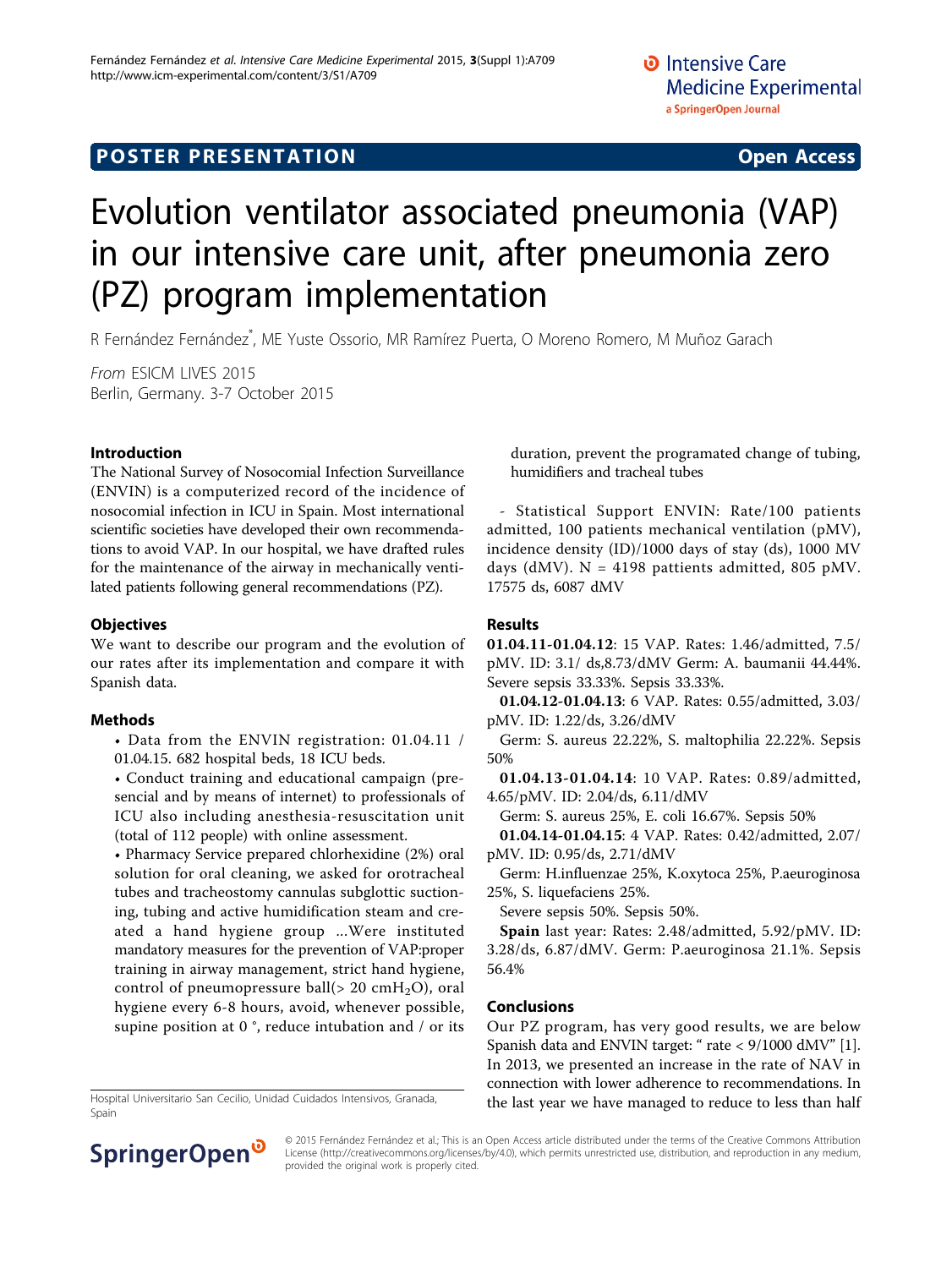POSTER PRESENTATION Open Access

# Evolution ventilator associated pneumonia (VAP) in our intensive care unit, after pneumonia zero (PZ) program implementation

R Fernández Fernández*, ME Yuste Ossorio, MR Ramírez Puerta, O Moreno Romero, M Muñoz Garach

*From* ESICM LIVES 2015
Berlin, Germany. 3-7 October 2015

## Introduction

The National Survey of Nosocomial Infection Surveillance (ENVIN) is a computerized record of the incidence of nosocomial infection in ICU in Spain. Most international scientific societies have developed their own recommendations to avoid VAP. In our hospital, we have drafted rules for the maintenance of the airway in mechanically ventilated patients following general recommendations (PZ).

## Objectives

We want to describe our program and the evolution of our rates after its implementation and compare it with Spanish data.

## Methods

- Data from the ENVIN registration: 01.04.11 / 01.04.15. 682 hospital beds, 18 ICU beds.
- Conduct training and educational campaign (presencial and by means of internet) to professionals of ICU also including anesthesia-resuscitation unit (total of 112 people) with online assessment.
- Pharmacy Service prepared chlorhexidine (2%) oral solution for oral cleaning, we asked for orotracheal tubes and tracheostomy cannulas subglottic suctioning, tubing and active humidification steam and created a hand hygiene group ...Were instituted mandatory measures for the prevention of VAP:proper training in airway management, strict hand hygiene, control of pneumopressure ball(> 20 $cmH_2O$), oral hygiene every 6-8 hours, avoid, whenever possible, supine position at 0 °, reduce intubation and / or its duration, prevent the programated change of tubing, humidifiers and tracheal tubes

- Statistical Support ENVIN: Rate/100 patients admitted, 100 patients mechanical ventilation (pMV), incidence density (ID)/1000 days of stay (ds), 1000 MV days (dMV). N = 4198 pattients admitted, 805 pMV. 17575 ds, 6087 dMV

## Results

**01.04.11-01.04.12**: 15 VAP. Rates: 1.46/admitted, 7.5/pMV. ID: 3.1/ ds,8.73/dMV Germ: A. baumanii 44.44%. Severe sepsis 33.33%. Sepsis 33.33%.

**01.04.12-01.04.13**: 6 VAP. Rates: 0.55/admitted, 3.03/pMV. ID: 1.22/ds, 3.26/dMV

Germ: S. aureus 22.22%, S. maltophilia 22.22%. Sepsis 50%

**01.04.13-01.04.14**: 10 VAP. Rates: 0.89/admitted, 4.65/pMV. ID: 2.04/ds, 6.11/dMV

Germ: S. aureus 25%, E. coli 16.67%. Sepsis 50%

**01.04.14-01.04.15**: 4 VAP. Rates: 0.42/admitted, 2.07/pMV. ID: 0.95/ds, 2.71/dMV

Germ: H.influenzae 25%, K.oxytoca 25%, P.aeuroginosa 25%, S. liquefaciens 25%.

Severe sepsis 50%. Sepsis 50%.

**Spain** last year: Rates: 2.48/admitted, 5.92/pMV. ID: 3.28/ds, 6.87/dMV. Germ: P.aeuroginosa 21.1%. Sepsis 56.4%

## Conclusions

Our PZ program, has very good results, we are below Spanish data and ENVIN target: " rate < 9/1000 dMV" [1]. In 2013, we presented an increase in the rate of NAV in connection with lower adherence to recommendations. In the last year we have managed to reduce to less than half

Hospital Universitario San Cecilio, Unidad Cuidados Intensivos, Granada, Spain

© 2015 Fernández Fernández et al.; This is an Open Access article distributed under the terms of the Creative Commons Attribution License (http://creativecommons.org/licenses/by/4.0), which permits unrestricted use, distribution, and reproduction in any medium, provided the original work is properly cited.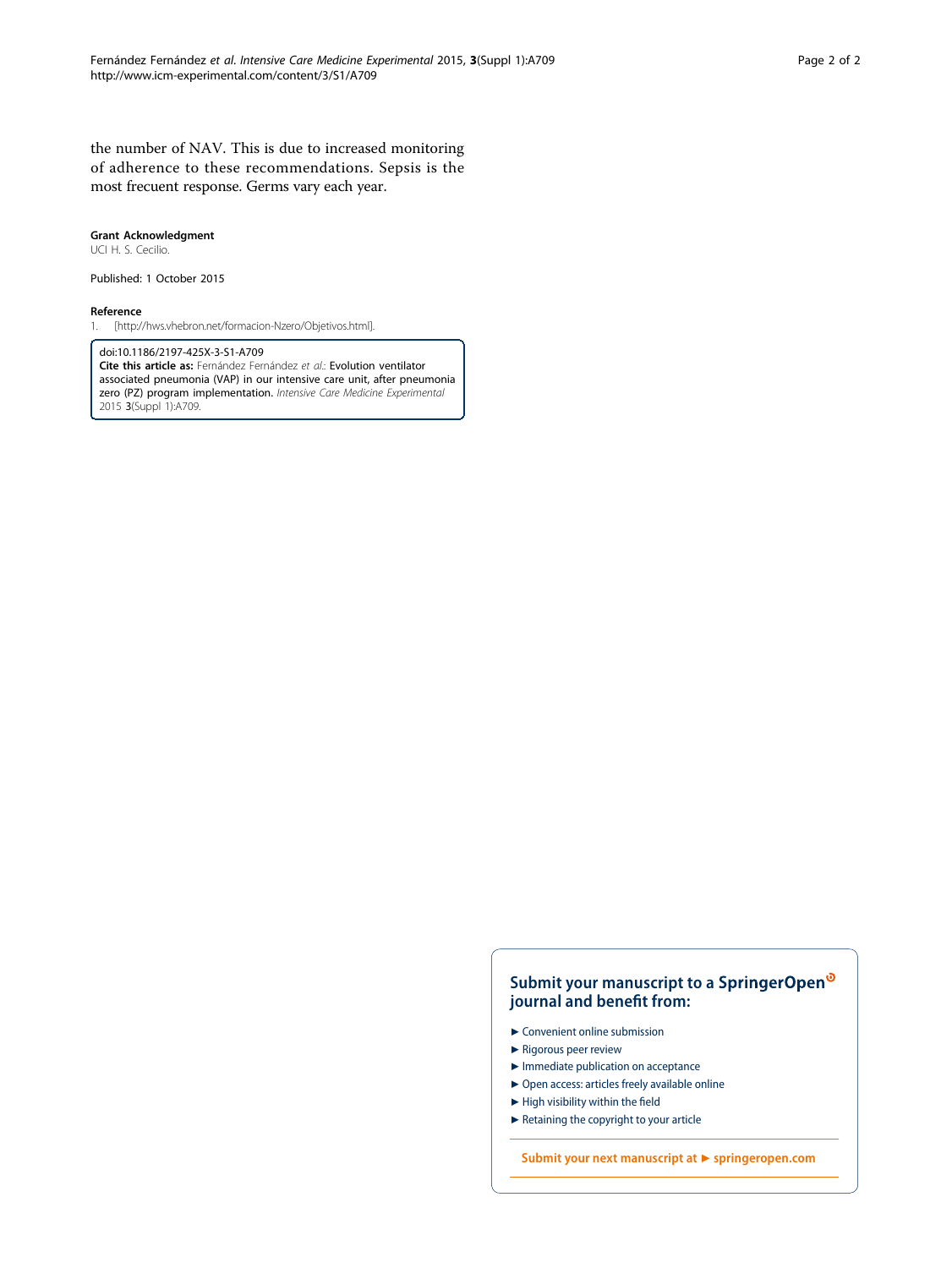the number of NAV. This is due to increased monitoring of adherence to these recommendations. Sepsis is the most frecuent response. Germs vary each year.

#### Grant Acknowledgment

UCI H. S. Cecilio.

Published: 1 October 2015

#### Reference

1. [http://hws.vhebron.net/formacion-Nzero/Objetivos.html].

doi:10.1186/2197-425X-3-S1-A709

**Cite this article as:** Fernández Fernández *et al.*: Evolution ventilator associated pneumonia (VAP) in our intensive care unit, after pneumonia zero (PZ) program implementation. *Intensive Care Medicine Experimental* 2015 **3**(Suppl 1):A709.

**Submit your manuscript to a SpringerOpen journal and benefit from:**

- ► Convenient online submission
- ► Rigorous peer review
- ► Immediate publication on acceptance
- ► Open access: articles freely available online
- ► High visibility within the field
- ► Retaining the copyright to your article

**Submit your next manuscript at ► springeropen.com**